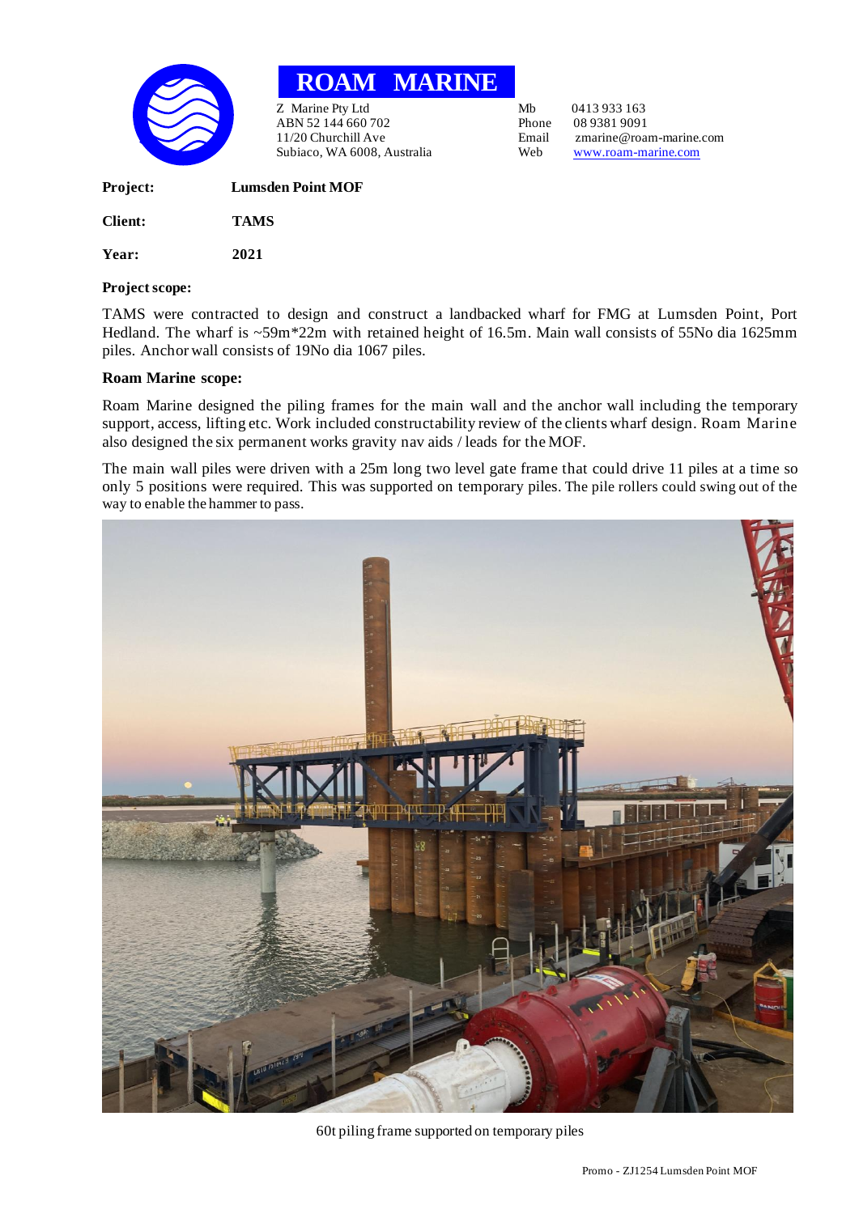# ROAM MARINE

Z Marine Pty Ltd
ABN 52 144 660 702
11/20 Churchill Ave
Subiaco, WA 6008, Australia

Mb 0413 933 163
Phone 08 9381 9091
Email zmarine@roam-marine.com
Web www.roam-marine.com

**Project:** **Lumsden Point MOF**

**Client:** **TAMS**

**Year:** **2021**

**Project scope:**

TAMS were contracted to design and construct a landbacked wharf for FMG at Lumsden Point, Port Hedland. The wharf is ~59m*22m with retained height of 16.5m. Main wall consists of 55No dia 1625mm piles. Anchor wall consists of 19No dia 1067 piles.

**Roam Marine scope:**

Roam Marine designed the piling frames for the main wall and the anchor wall including the temporary support, access, lifting etc. Work included constructability review of the clients wharf design. Roam Marine also designed the six permanent works gravity nav aids / leads for the MOF.

The main wall piles were driven with a 25m long two level gate frame that could drive 11 piles at a time so only 5 positions were required. This was supported on temporary piles. The pile rollers could swing out of the way to enable the hammer to pass.

60t piling frame supported on temporary piles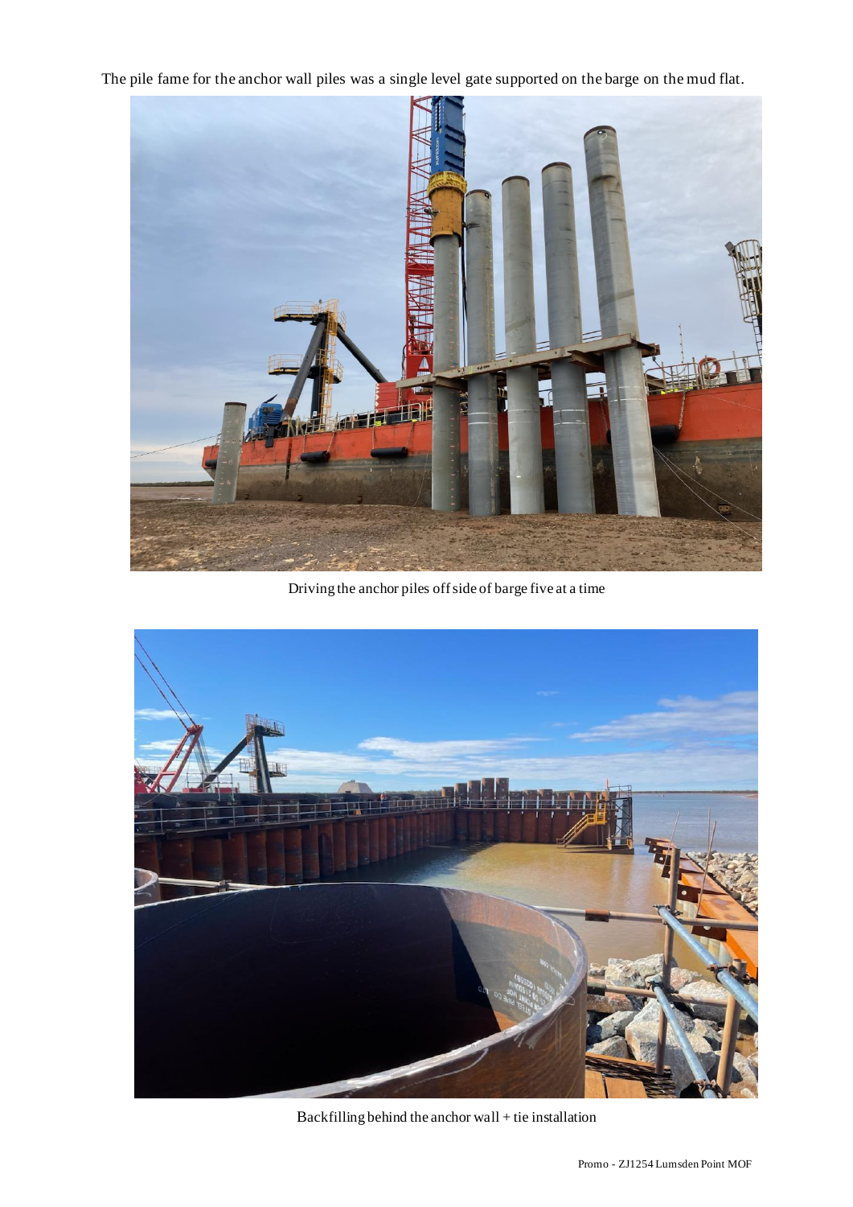The pile fame for the anchor wall piles was a single level gate supported on the barge on the mud flat.

Driving the anchor piles off side of barge five at a time

Backfilling behind the anchor wall + tie installation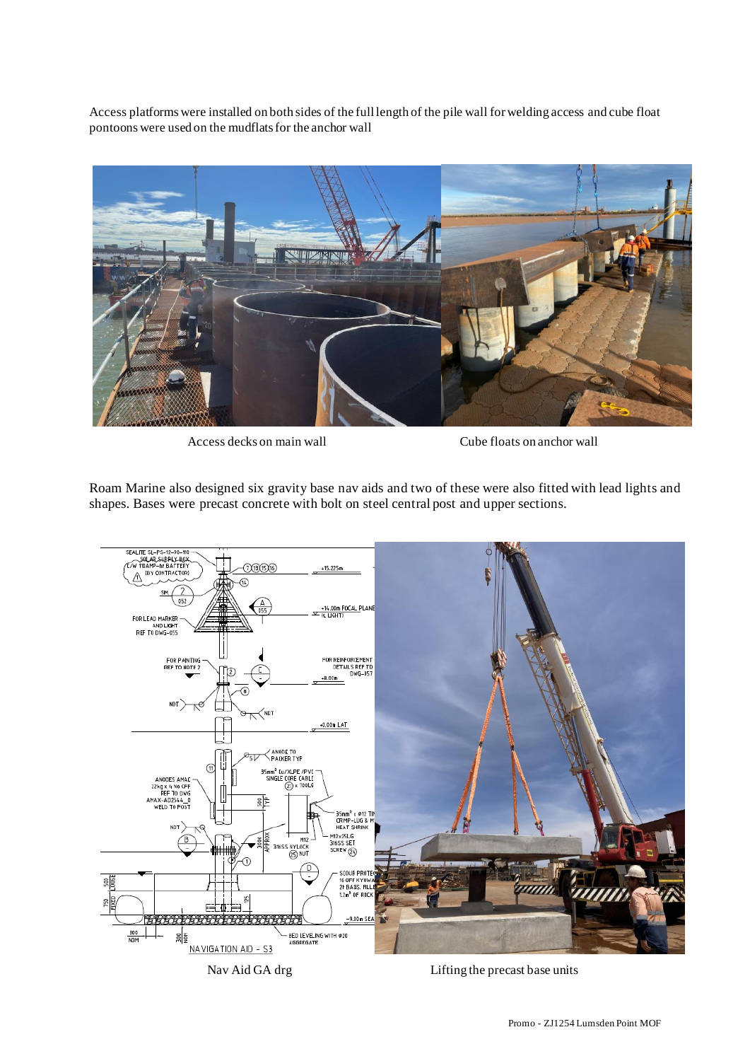Access platforms were installed on both sides of the full length of the pile wall for welding access and cube float pontoons were used on the mudflats for the anchor wall

Access decks on main wall

Cube floats on anchor wall

Roam Marine also designed six gravity base nav aids and two of these were also fitted with lead lights and shapes. Bases were precast concrete with bolt on steel central post and upper sections.

Nav Aid GA drg

Lifting the precast base units